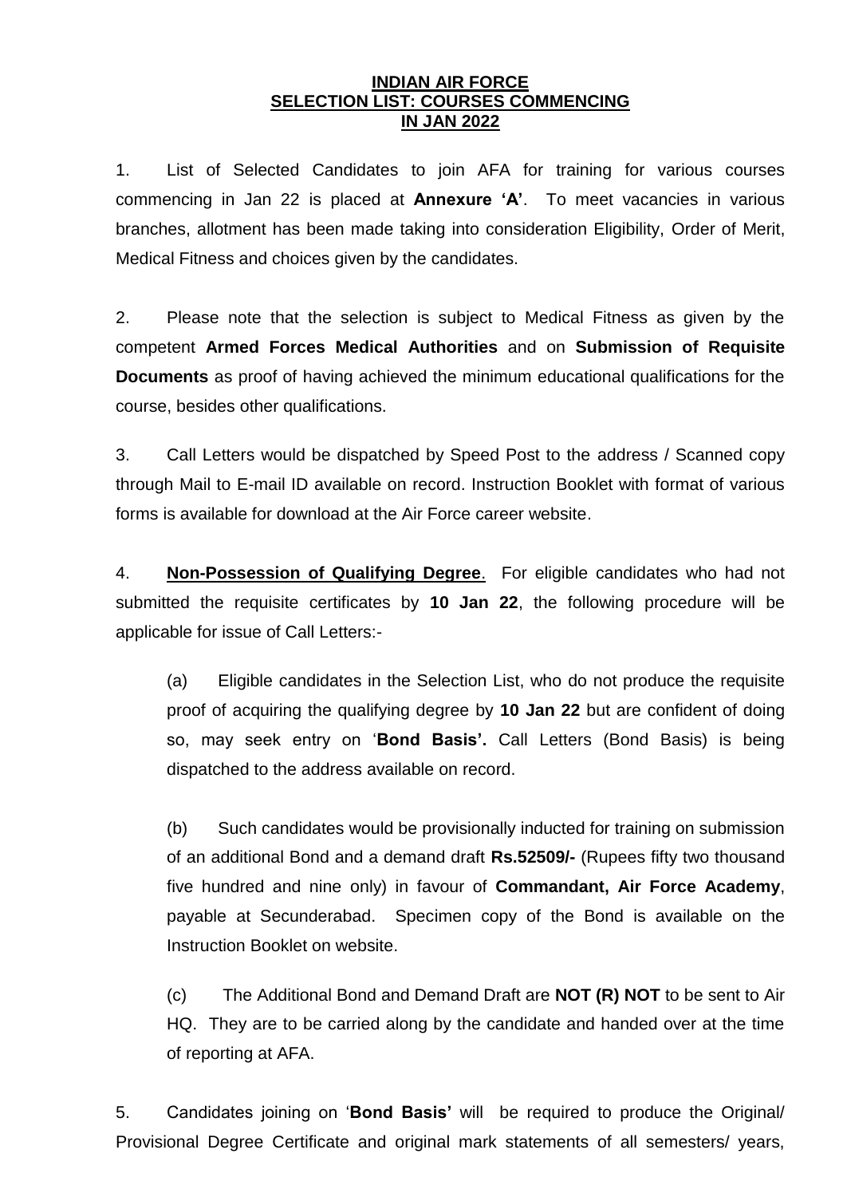**INDIAN AIR FORCE**
**SELECTION LIST: COURSES COMMENCING**
**IN JAN 2022**

1. List of Selected Candidates to join AFA for training for various courses commencing in Jan 22 is placed at **Annexure 'A'**. To meet vacancies in various branches, allotment has been made taking into consideration Eligibility, Order of Merit, Medical Fitness and choices given by the candidates.

2. Please note that the selection is subject to Medical Fitness as given by the competent **Armed Forces Medical Authorities** and on **Submission of Requisite Documents** as proof of having achieved the minimum educational qualifications for the course, besides other qualifications.

3. Call Letters would be dispatched by Speed Post to the address / Scanned copy through Mail to E-mail ID available on record. Instruction Booklet with format of various forms is available for download at the Air Force career website.

4. **Non-Possession of Qualifying Degree**. For eligible candidates who had not submitted the requisite certificates by **10 Jan 22**, the following procedure will be applicable for issue of Call Letters:-

(a) Eligible candidates in the Selection List, who do not produce the requisite proof of acquiring the qualifying degree by **10 Jan 22** but are confident of doing so, may seek entry on '**Bond Basis'.** Call Letters (Bond Basis) is being dispatched to the address available on record.

(b) Such candidates would be provisionally inducted for training on submission of an additional Bond and a demand draft **Rs.52509/-** (Rupees fifty two thousand five hundred and nine only) in favour of **Commandant, Air Force Academy**, payable at Secunderabad. Specimen copy of the Bond is available on the Instruction Booklet on website.

(c) The Additional Bond and Demand Draft are **NOT (R) NOT** to be sent to Air HQ. They are to be carried along by the candidate and handed over at the time of reporting at AFA.

5. Candidates joining on '**Bond Basis'** will be required to produce the Original/ Provisional Degree Certificate and original mark statements of all semesters/ years,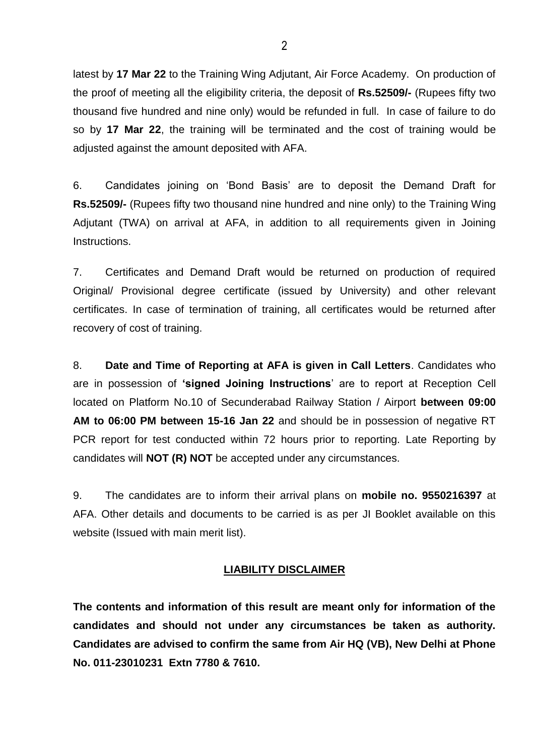latest by **17 Mar 22** to the Training Wing Adjutant, Air Force Academy. On production of the proof of meeting all the eligibility criteria, the deposit of **Rs.52509/-** (Rupees fifty two thousand five hundred and nine only) would be refunded in full. In case of failure to do so by **17 Mar 22**, the training will be terminated and the cost of training would be adjusted against the amount deposited with AFA.

6. Candidates joining on 'Bond Basis' are to deposit the Demand Draft for **Rs.52509/-** (Rupees fifty two thousand nine hundred and nine only) to the Training Wing Adjutant (TWA) on arrival at AFA, in addition to all requirements given in Joining Instructions.

7. Certificates and Demand Draft would be returned on production of required Original/ Provisional degree certificate (issued by University) and other relevant certificates. In case of termination of training, all certificates would be returned after recovery of cost of training.

8. **Date and Time of Reporting at AFA is given in Call Letters**. Candidates who are in possession of **'signed Joining Instructions**' are to report at Reception Cell located on Platform No.10 of Secunderabad Railway Station / Airport **between 09:00 AM to 06:00 PM between 15-16 Jan 22** and should be in possession of negative RT PCR report for test conducted within 72 hours prior to reporting. Late Reporting by candidates will **NOT (R) NOT** be accepted under any circumstances.

9. The candidates are to inform their arrival plans on **mobile no. 9550216397** at AFA. Other details and documents to be carried is as per JI Booklet available on this website (Issued with main merit list).

## LIABILITY DISCLAIMER

**The contents and information of this result are meant only for information of the candidates and should not under any circumstances be taken as authority. Candidates are advised to confirm the same from Air HQ (VB), New Delhi at Phone No. 011-23010231 Extn 7780 & 7610.**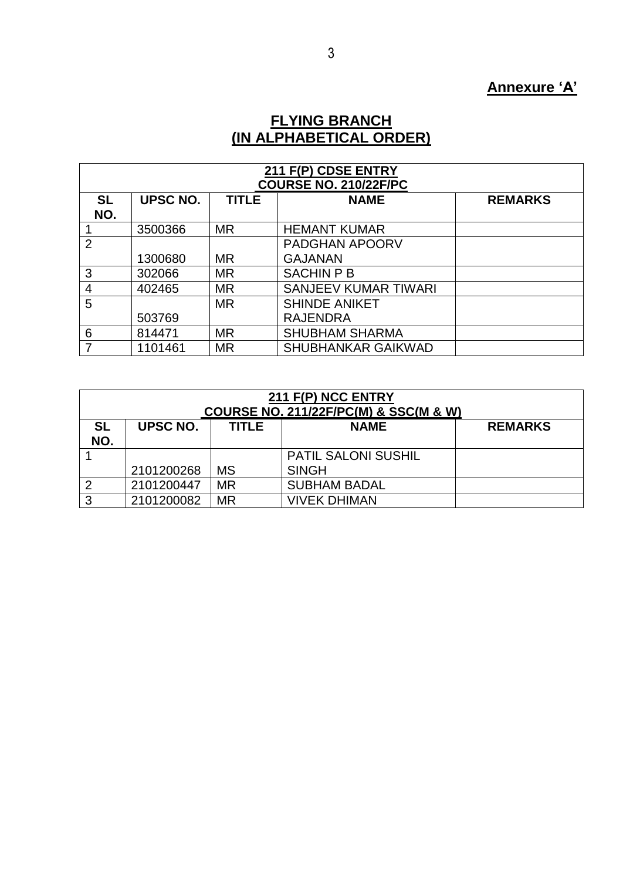**Annexure 'A'**

## FLYING BRANCH
## (IN ALPHABETICAL ORDER)

| 211 F(P) CDSE ENTRY COURSE NO. 210/22F/PC | | | | |
|---|---|---|---|---|
| **SL NO.** | **UPSC NO.** | **TITLE** | **NAME** | **REMARKS** |
| 1 | 3500366 | MR | HEMANT KUMAR | |
| 2 | 1300680 | MR | PADGHAN APOORV GAJANAN | |
| 3 | 302066 | MR | SACHIN P B | |
| 4 | 402465 | MR | SANJEEV KUMAR TIWARI | |
| 5 | 503769 | MR | SHINDE ANIKET RAJENDRA | |
| 6 | 814471 | MR | SHUBHAM SHARMA | |
| 7 | 1101461 | MR | SHUBHANKAR GAIKWAD | |

| 211 F(P) NCC ENTRY COURSE NO. 211/22F/PC(M) & SSC(M & W) | | | | |
|---|---|---|---|---|
| **SL NO.** | **UPSC NO.** | **TITLE** | **NAME** | **REMARKS** |
| 1 | 2101200268 | MS | PATIL SALONI SUSHIL SINGH | |
| 2 | 2101200447 | MR | SUBHAM BADAL | |
| 3 | 2101200082 | MR | VIVEK DHIMAN | |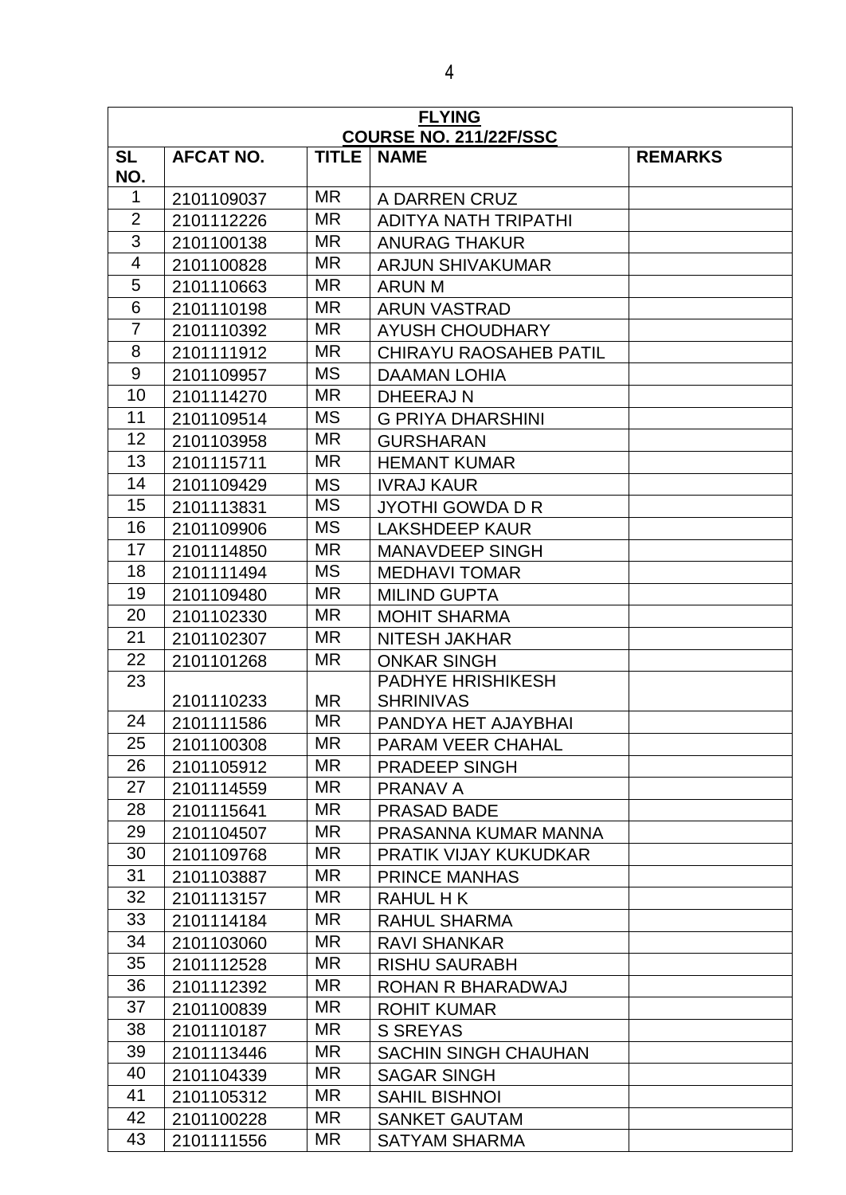| FLYING<br>COURSE NO. 211/22F/SSC | | | | |
|---|---|---|---|---|
| SL NO. | AFCAT NO. | TITLE | NAME | REMARKS |
| 1 | 2101109037 | MR | A DARREN CRUZ | |
| 2 | 2101112226 | MR | ADITYA NATH TRIPATHI | |
| 3 | 2101100138 | MR | ANURAG THAKUR | |
| 4 | 2101100828 | MR | ARJUN SHIVAKUMAR | |
| 5 | 2101110663 | MR | ARUN M | |
| 6 | 2101110198 | MR | ARUN VASTRAD | |
| 7 | 2101110392 | MR | AYUSH CHOUDHARY | |
| 8 | 2101111912 | MR | CHIRAYU RAOSAHEB PATIL | |
| 9 | 2101109957 | MS | DAAMAN LOHIA | |
| 10 | 2101114270 | MR | DHEERAJ N | |
| 11 | 2101109514 | MS | G PRIYA DHARSHINI | |
| 12 | 2101103958 | MR | GURSHARAN | |
| 13 | 2101115711 | MR | HEMANT KUMAR | |
| 14 | 2101109429 | MS | IVRAJ KAUR | |
| 15 | 2101113831 | MS | JYOTHI GOWDA D R | |
| 16 | 2101109906 | MS | LAKSHDEEP KAUR | |
| 17 | 2101114850 | MR | MANAVDEEP SINGH | |
| 18 | 2101111494 | MS | MEDHAVI TOMAR | |
| 19 | 2101109480 | MR | MILIND GUPTA | |
| 20 | 2101102330 | MR | MOHIT SHARMA | |
| 21 | 2101102307 | MR | NITESH JAKHAR | |
| 22 | 2101101268 | MR | ONKAR SINGH | |
| 23 | 2101110233 | MR | PADHYE HRISHIKESH SHRINIVAS | |
| 24 | 2101111586 | MR | PANDYA HET AJAYBHAI | |
| 25 | 2101100308 | MR | PARAM VEER CHAHAL | |
| 26 | 2101105912 | MR | PRADEEP SINGH | |
| 27 | 2101114559 | MR | PRANAV A | |
| 28 | 2101115641 | MR | PRASAD BADE | |
| 29 | 2101104507 | MR | PRASANNA KUMAR MANNA | |
| 30 | 2101109768 | MR | PRATIK VIJAY KUKUDKAR | |
| 31 | 2101103887 | MR | PRINCE MANHAS | |
| 32 | 2101113157 | MR | RAHUL H K | |
| 33 | 2101114184 | MR | RAHUL SHARMA | |
| 34 | 2101103060 | MR | RAVI SHANKAR | |
| 35 | 2101112528 | MR | RISHU SAURABH | |
| 36 | 2101112392 | MR | ROHAN R BHARADWAJ | |
| 37 | 2101100839 | MR | ROHIT KUMAR | |
| 38 | 2101110187 | MR | S SREYAS | |
| 39 | 2101113446 | MR | SACHIN SINGH CHAUHAN | |
| 40 | 2101104339 | MR | SAGAR SINGH | |
| 41 | 2101105312 | MR | SAHIL BISHNOI | |
| 42 | 2101100228 | MR | SANKET GAUTAM | |
| 43 | 2101111556 | MR | SATYAM SHARMA | |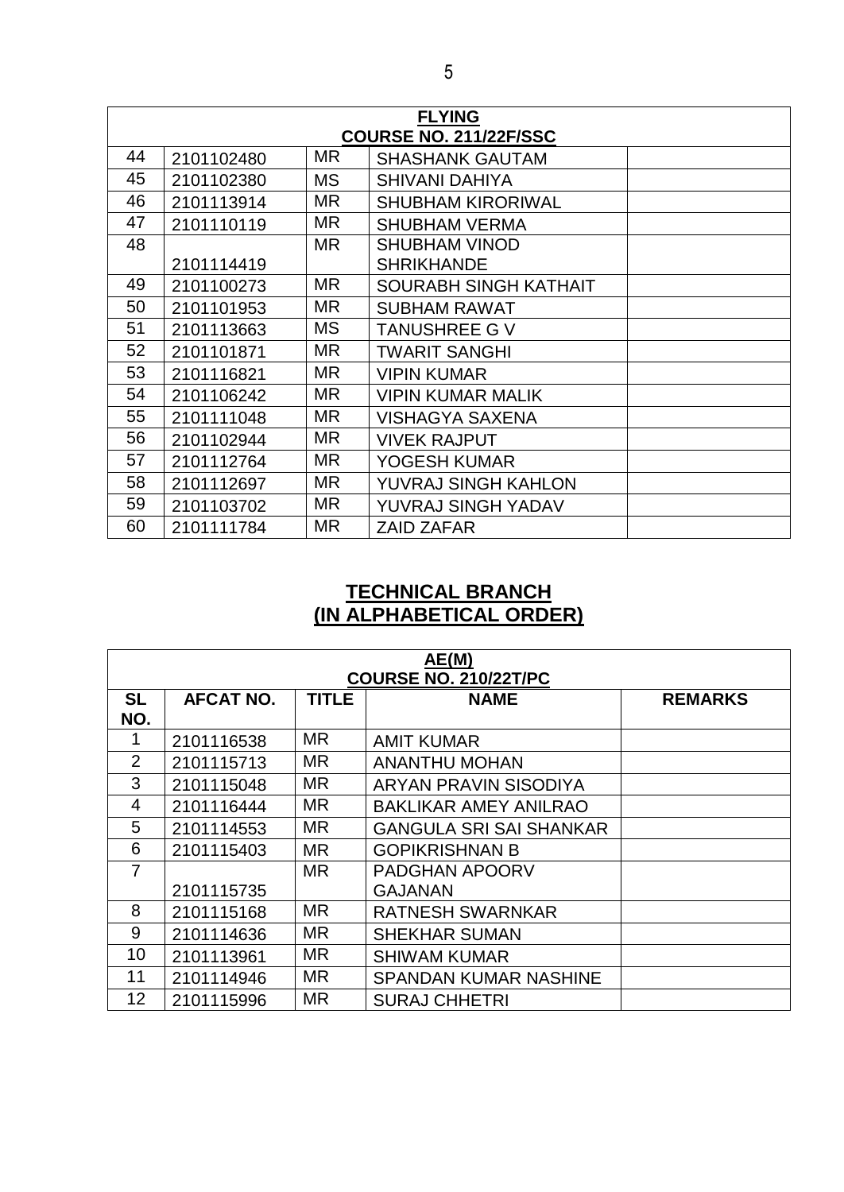| FLYING<br>COURSE NO. 211/22F/SSC | | | | |
|---|---|---|---|---|
| 44 | 2101102480 | MR | SHASHANK GAUTAM | |
| 45 | 2101102380 | MS | SHIVANI DAHIYA | |
| 46 | 2101113914 | MR | SHUBHAM KIRORIWAL | |
| 47 | 2101110119 | MR | SHUBHAM VERMA | |
| 48 | 2101114419 | MR | SHUBHAM VINOD SHRIKHANDE | |
| 49 | 2101100273 | MR | SOURABH SINGH KATHAIT | |
| 50 | 2101101953 | MR | SUBHAM RAWAT | |
| 51 | 2101113663 | MS | TANUSHREE G V | |
| 52 | 2101101871 | MR | TWARIT SANGHI | |
| 53 | 2101116821 | MR | VIPIN KUMAR | |
| 54 | 2101106242 | MR | VIPIN KUMAR MALIK | |
| 55 | 2101111048 | MR | VISHAGYA SAXENA | |
| 56 | 2101102944 | MR | VIVEK RAJPUT | |
| 57 | 2101112764 | MR | YOGESH KUMAR | |
| 58 | 2101112697 | MR | YUVRAJ SINGH KAHLON | |
| 59 | 2101103702 | MR | YUVRAJ SINGH YADAV | |
| 60 | 2101111784 | MR | ZAID ZAFAR | |

## TECHNICAL BRANCH
## (IN ALPHABETICAL ORDER)

| AE(M)<br>COURSE NO. 210/22T/PC | | | | |
|---|---|---|---|---|
| **SL NO.** | **AFCAT NO.** | **TITLE** | **NAME** | **REMARKS** |
| 1 | 2101116538 | MR | AMIT KUMAR | |
| 2 | 2101115713 | MR | ANANTHU MOHAN | |
| 3 | 2101115048 | MR | ARYAN PRAVIN SISODIYA | |
| 4 | 2101116444 | MR | BAKLIKAR AMEY ANILRAO | |
| 5 | 2101114553 | MR | GANGULA SRI SAI SHANKAR | |
| 6 | 2101115403 | MR | GOPIKRISHNAN B | |
| 7 | 2101115735 | MR | PADGHAN APOORV GAJANAN | |
| 8 | 2101115168 | MR | RATNESH SWARNKAR | |
| 9 | 2101114636 | MR | SHEKHAR SUMAN | |
| 10 | 2101113961 | MR | SHIWAM KUMAR | |
| 11 | 2101114946 | MR | SPANDAN KUMAR NASHINE | |
| 12 | 2101115996 | MR | SURAJ CHHETRI | |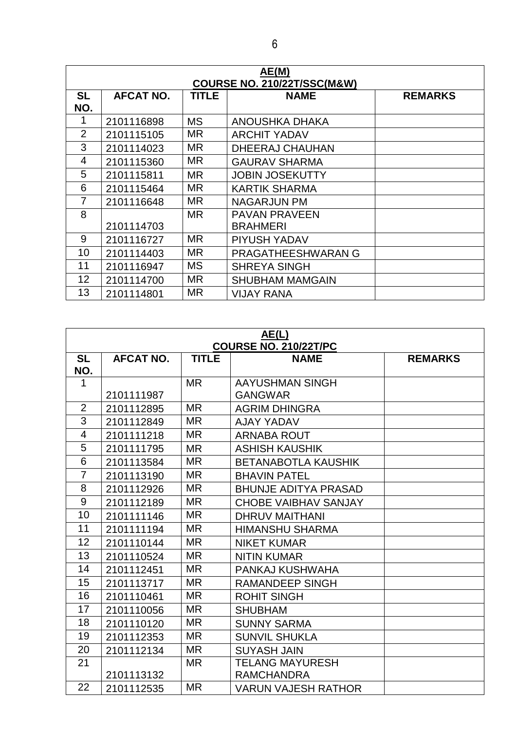| AE(M) COURSE NO. 210/22T/SSC(M&W) | | | | |
|---|---|---|---|---|
| **SL NO.** | **AFCAT NO.** | **TITLE** | **NAME** | **REMARKS** |
| 1 | 2101116898 | MS | ANOUSHKA DHAKA | |
| 2 | 2101115105 | MR | ARCHIT YADAV | |
| 3 | 2101114023 | MR | DHEERAJ CHAUHAN | |
| 4 | 2101115360 | MR | GAURAV SHARMA | |
| 5 | 2101115811 | MR | JOBIN JOSEKUTTY | |
| 6 | 2101115464 | MR | KARTIK SHARMA | |
| 7 | 2101116648 | MR | NAGARJUN PM | |
| 8 | 2101114703 | MR | PAVAN PRAVEEN BRAHMERI | |
| 9 | 2101116727 | MR | PIYUSH YADAV | |
| 10 | 2101114403 | MR | PRAGATHEESHWARAN G | |
| 11 | 2101116947 | MS | SHREYA SINGH | |
| 12 | 2101114700 | MR | SHUBHAM MAMGAIN | |
| 13 | 2101114801 | MR | VIJAY RANA | |

| AE(L) COURSE NO. 210/22T/PC | | | | |
|---|---|---|---|---|
| **SL NO.** | **AFCAT NO.** | **TITLE** | **NAME** | **REMARKS** |
| 1 | 2101111987 | MR | AAYUSHMAN SINGH GANGWAR | |
| 2 | 2101112895 | MR | AGRIM DHINGRA | |
| 3 | 2101112849 | MR | AJAY YADAV | |
| 4 | 2101111218 | MR | ARNABA ROUT | |
| 5 | 2101111795 | MR | ASHISH KAUSHIK | |
| 6 | 2101113584 | MR | BETANABOTLA KAUSHIK | |
| 7 | 2101113190 | MR | BHAVIN PATEL | |
| 8 | 2101112926 | MR | BHUNJE ADITYA PRASAD | |
| 9 | 2101112189 | MR | CHOBE VAIBHAV SANJAY | |
| 10 | 2101111146 | MR | DHRUV MAITHANI | |
| 11 | 2101111194 | MR | HIMANSHU SHARMA | |
| 12 | 2101110144 | MR | NIKET KUMAR | |
| 13 | 2101110524 | MR | NITIN KUMAR | |
| 14 | 2101112451 | MR | PANKAJ KUSHWAHA | |
| 15 | 2101113717 | MR | RAMANDEEP SINGH | |
| 16 | 2101110461 | MR | ROHIT SINGH | |
| 17 | 2101110056 | MR | SHUBHAM | |
| 18 | 2101110120 | MR | SUNNY SARMA | |
| 19 | 2101112353 | MR | SUNVIL SHUKLA | |
| 20 | 2101112134 | MR | SUYASH JAIN | |
| 21 | 2101113132 | MR | TELANG MAYURESH RAMCHANDRA | |
| 22 | 2101112535 | MR | VARUN VAJESH RATHOR | |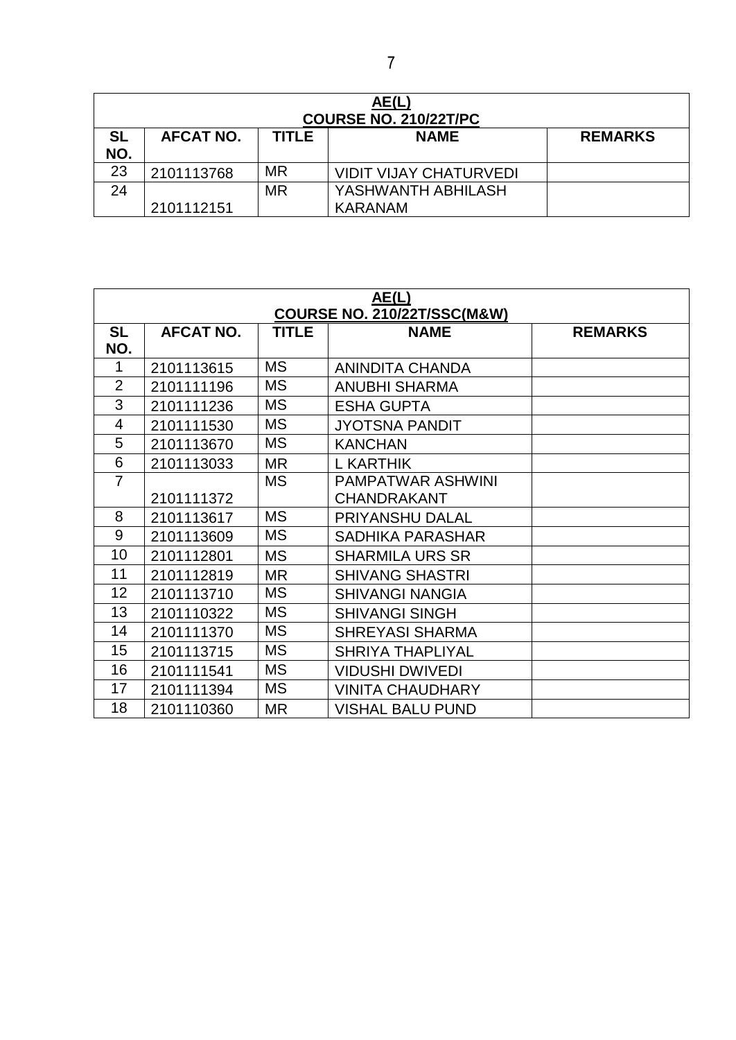| **AE(L)<br>COURSE NO. 210/22T/PC** | | | | |
|---|---|---|---|---|
| **SL NO.** | **AFCAT NO.** | **TITLE** | **NAME** | **REMARKS** |
| 23 | 2101113768 | MR | VIDIT VIJAY CHATURVEDI | |
| 24 | 2101112151 | MR | YASHWANTH ABHILASH KARANAM | |

| **AE(L)<br>COURSE NO. 210/22T/SSC(M&W)** | | | | |
|---|---|---|---|---|
| **SL NO.** | **AFCAT NO.** | **TITLE** | **NAME** | **REMARKS** |
| 1 | 2101113615 | MS | ANINDITA CHANDA | |
| 2 | 2101111196 | MS | ANUBHI SHARMA | |
| 3 | 2101111236 | MS | ESHA GUPTA | |
| 4 | 2101111530 | MS | JYOTSNA PANDIT | |
| 5 | 2101113670 | MS | KANCHAN | |
| 6 | 2101113033 | MR | L KARTHIK | |
| 7 | 2101111372 | MS | PAMPATWAR ASHWINI CHANDRAKANT | |
| 8 | 2101113617 | MS | PRIYANSHU DALAL | |
| 9 | 2101113609 | MS | SADHIKA PARASHAR | |
| 10 | 2101112801 | MS | SHARMILA URS SR | |
| 11 | 2101112819 | MR | SHIVANG SHASTRI | |
| 12 | 2101113710 | MS | SHIVANGI NANGIA | |
| 13 | 2101110322 | MS | SHIVANGI SINGH | |
| 14 | 2101111370 | MS | SHREYASI SHARMA | |
| 15 | 2101113715 | MS | SHRIYA THAPLIYAL | |
| 16 | 2101111541 | MS | VIDUSHI DWIVEDI | |
| 17 | 2101111394 | MS | VINITA CHAUDHARY | |
| 18 | 2101110360 | MR | VISHAL BALU PUND | |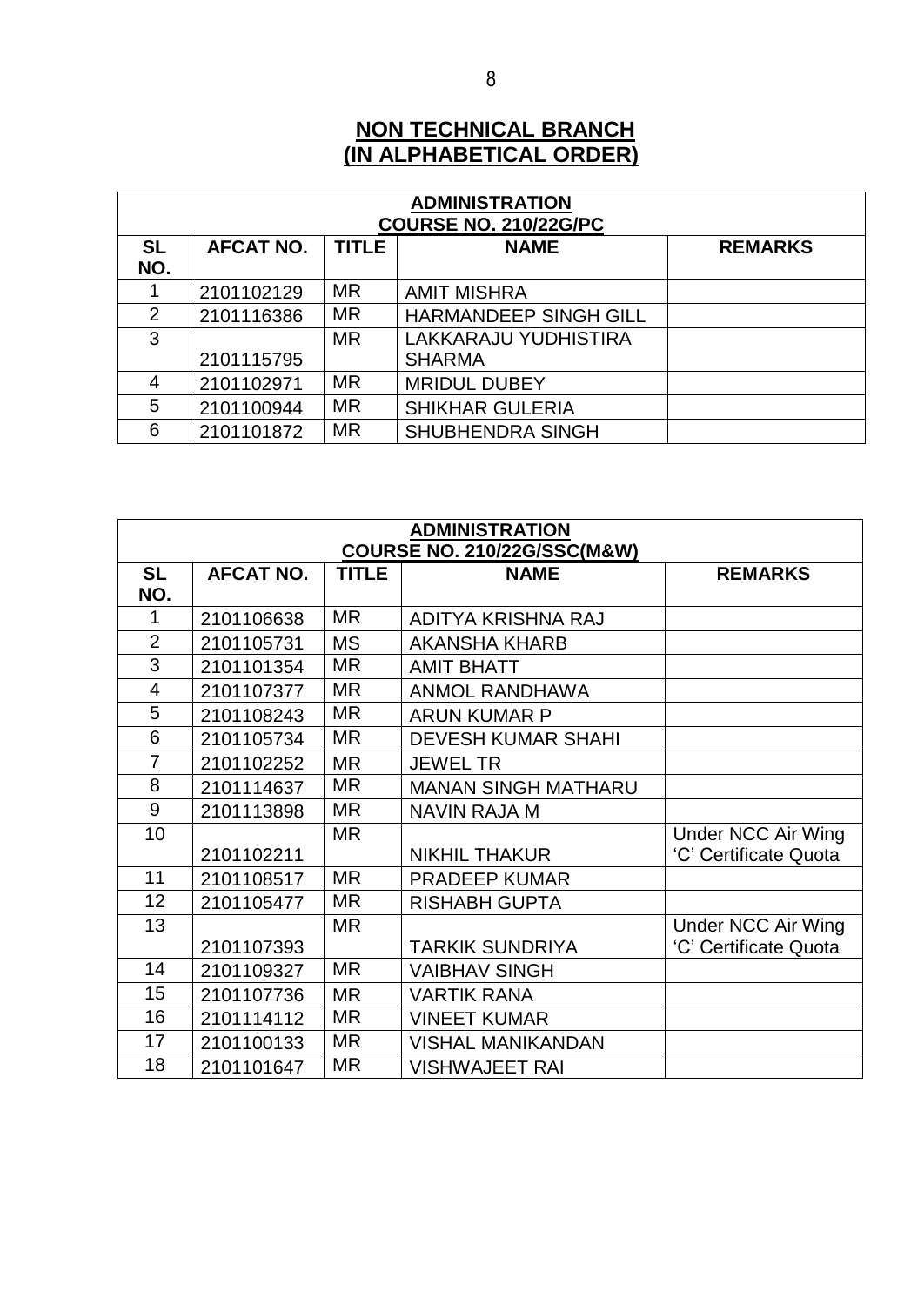## NON TECHNICAL BRANCH
## (IN ALPHABETICAL ORDER)

| ADMINISTRATION<br>COURSE NO. 210/22G/PC | | | | |
|---|---|---|---|---|
| **SL NO.** | **AFCAT NO.** | **TITLE** | **NAME** | **REMARKS** |
| 1 | 2101102129 | MR | AMIT MISHRA | |
| 2 | 2101116386 | MR | HARMANDEEP SINGH GILL | |
| 3 | 2101115795 | MR | LAKKARAJU YUDHISTIRA SHARMA | |
| 4 | 2101102971 | MR | MRIDUL DUBEY | |
| 5 | 2101100944 | MR | SHIKHAR GULERIA | |
| 6 | 2101101872 | MR | SHUBHENDRA SINGH | |

| ADMINISTRATION<br>COURSE NO. 210/22G/SSC(M&W) | | | | |
|---|---|---|---|---|
| **SL NO.** | **AFCAT NO.** | **TITLE** | **NAME** | **REMARKS** |
| 1 | 2101106638 | MR | ADITYA KRISHNA RAJ | |
| 2 | 2101105731 | MS | AKANSHA KHARB | |
| 3 | 2101101354 | MR | AMIT BHATT | |
| 4 | 2101107377 | MR | ANMOL RANDHAWA | |
| 5 | 2101108243 | MR | ARUN KUMAR P | |
| 6 | 2101105734 | MR | DEVESH KUMAR SHAHI | |
| 7 | 2101102252 | MR | JEWEL TR | |
| 8 | 2101114637 | MR | MANAN SINGH MATHARU | |
| 9 | 2101113898 | MR | NAVIN RAJA M | |
| 10 | 2101102211 | MR | NIKHIL THAKUR | Under NCC Air Wing 'C' Certificate Quota |
| 11 | 2101108517 | MR | PRADEEP KUMAR | |
| 12 | 2101105477 | MR | RISHABH GUPTA | |
| 13 | 2101107393 | MR | TARKIK SUNDRIYA | Under NCC Air Wing 'C' Certificate Quota |
| 14 | 2101109327 | MR | VAIBHAV SINGH | |
| 15 | 2101107736 | MR | VARTIK RANA | |
| 16 | 2101114112 | MR | VINEET KUMAR | |
| 17 | 2101100133 | MR | VISHAL MANIKANDAN | |
| 18 | 2101101647 | MR | VISHWAJEET RAI | |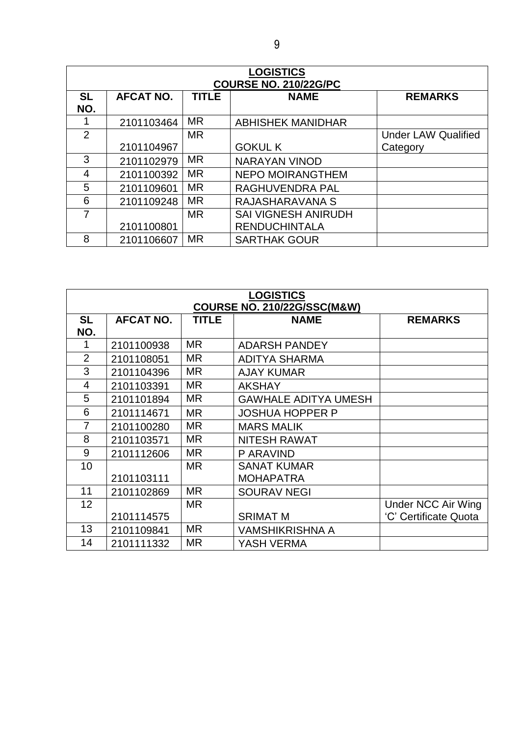| LOGISTICS<br>COURSE NO. 210/22G/PC | | | | |
|---|---|---|---|---|
| **SL NO.** | **AFCAT NO.** | **TITLE** | **NAME** | **REMARKS** |
| 1 | 2101103464 | MR | ABHISHEK MANIDHAR | |
| 2 | 2101104967 | MR | GOKUL K | Under LAW Qualified Category |
| 3 | 2101102979 | MR | NARAYAN VINOD | |
| 4 | 2101100392 | MR | NEPO MOIRANGTHEM | |
| 5 | 2101109601 | MR | RAGHUVENDRA PAL | |
| 6 | 2101109248 | MR | RAJASHARAVANA S | |
| 7 | 2101100801 | MR | SAI VIGNESH ANIRUDH RENDUCHINTALA | |
| 8 | 2101106607 | MR | SARTHAK GOUR | |

| LOGISTICS<br>COURSE NO. 210/22G/SSC(M&W) | | | | |
|---|---|---|---|---|
| **SL NO.** | **AFCAT NO.** | **TITLE** | **NAME** | **REMARKS** |
| 1 | 2101100938 | MR | ADARSH PANDEY | |
| 2 | 2101108051 | MR | ADITYA SHARMA | |
| 3 | 2101104396 | MR | AJAY KUMAR | |
| 4 | 2101103391 | MR | AKSHAY | |
| 5 | 2101101894 | MR | GAWHALE ADITYA UMESH | |
| 6 | 2101114671 | MR | JOSHUA HOPPER P | |
| 7 | 2101100280 | MR | MARS MALIK | |
| 8 | 2101103571 | MR | NITESH RAWAT | |
| 9 | 2101112606 | MR | P ARAVIND | |
| 10 | 2101103111 | MR | SANAT KUMAR MOHAPATRA | |
| 11 | 2101102869 | MR | SOURAV NEGI | |
| 12 | 2101114575 | MR | SRIMAT M | Under NCC Air Wing 'C' Certificate Quota |
| 13 | 2101109841 | MR | VAMSHIKRISHNA A | |
| 14 | 2101111332 | MR | YASH VERMA | |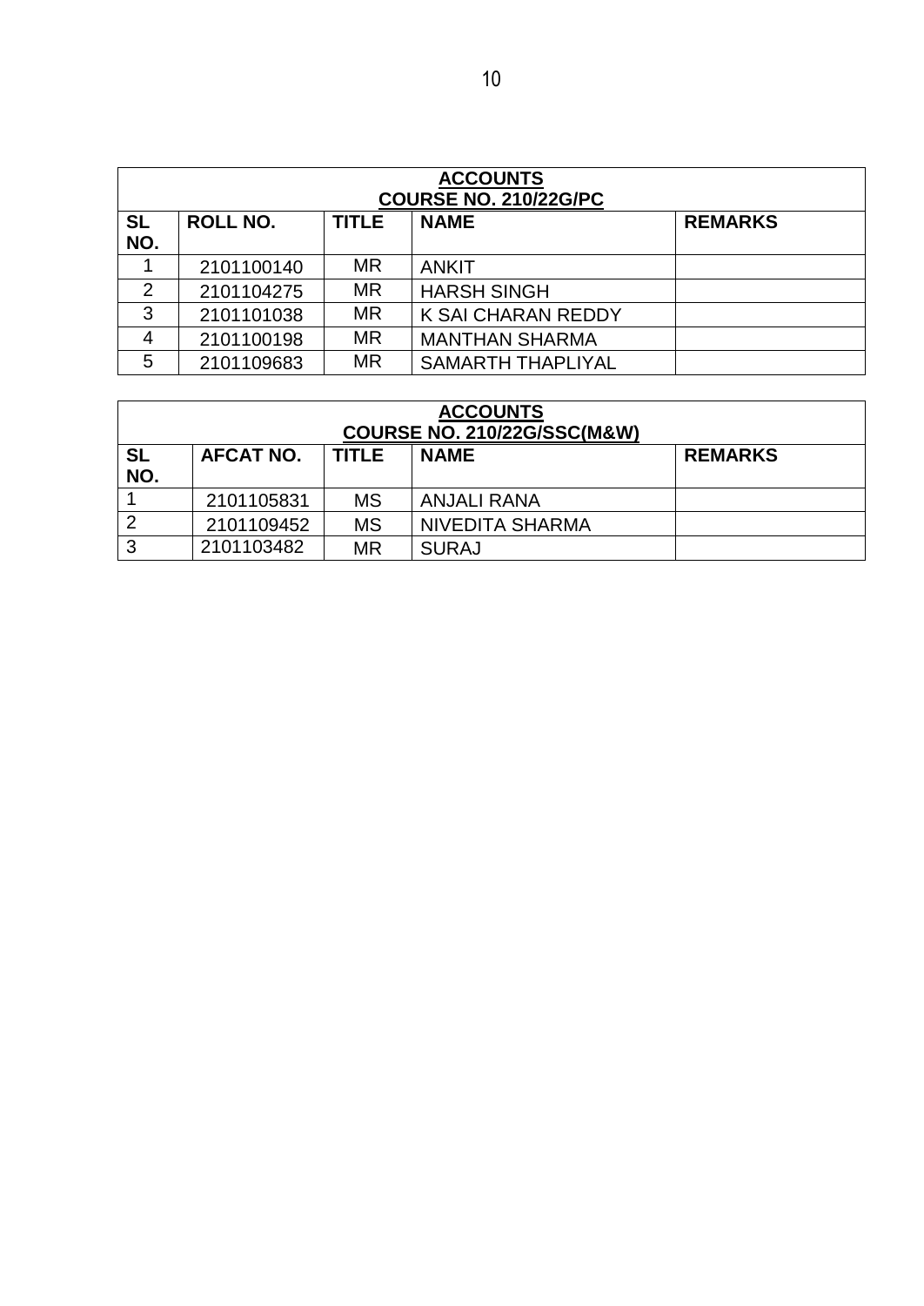| **ACCOUNTS**<br>**COURSE NO. 210/22G/PC** | | | | |
|---|---|---|---|---|
| **SL NO.** | **ROLL NO.** | **TITLE** | **NAME** | **REMARKS** |
| 1 | 2101100140 | MR | ANKIT | |
| 2 | 2101104275 | MR | HARSH SINGH | |
| 3 | 2101101038 | MR | K SAI CHARAN REDDY | |
| 4 | 2101100198 | MR | MANTHAN SHARMA | |
| 5 | 2101109683 | MR | SAMARTH THAPLIYAL | |

| **ACCOUNTS**<br>**COURSE NO. 210/22G/SSC(M&W)** | | | | |
|---|---|---|---|---|
| **SL NO.** | **AFCAT NO.** | **TITLE** | **NAME** | **REMARKS** |
| 1 | 2101105831 | MS | ANJALI RANA | |
| 2 | 2101109452 | MS | NIVEDITA SHARMA | |
| 3 | 2101103482 | MR | SURAJ | |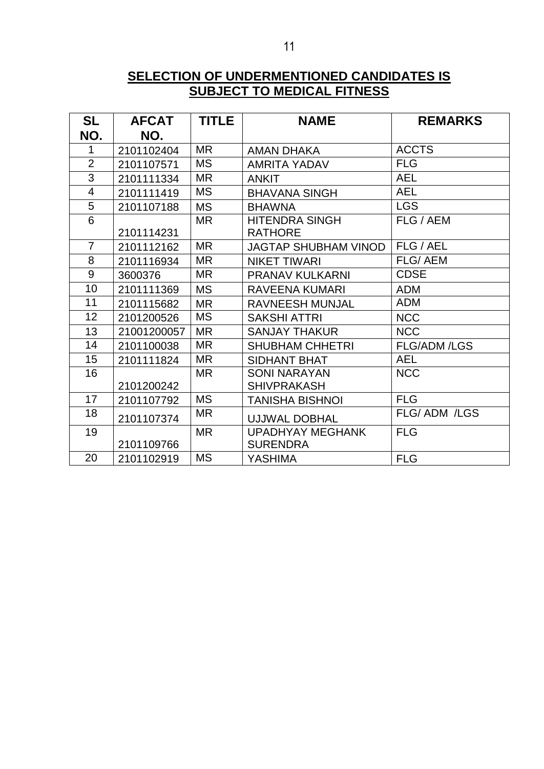## SELECTION OF UNDERMENTIONED CANDIDATES IS SUBJECT TO MEDICAL FITNESS

| SL NO. | AFCAT NO. | TITLE | NAME | REMARKS |
|---|---|---|---|---|
| 1 | 2101102404 | MR | AMAN DHAKA | ACCTS |
| 2 | 2101107571 | MS | AMRITA YADAV | FLG |
| 3 | 2101111334 | MR | ANKIT | AEL |
| 4 | 2101111419 | MS | BHAVANA SINGH | AEL |
| 5 | 2101107188 | MS | BHAWNA | LGS |
| 6 | 2101114231 | MR | HITENDRA SINGH RATHORE | FLG / AEM |
| 7 | 2101112162 | MR | JAGTAP SHUBHAM VINOD | FLG / AEL |
| 8 | 2101116934 | MR | NIKET TIWARI | FLG/ AEM |
| 9 | 3600376 | MR | PRANAV KULKARNI | CDSE |
| 10 | 2101111369 | MS | RAVEENA KUMARI | ADM |
| 11 | 2101115682 | MR | RAVNEESH MUNJAL | ADM |
| 12 | 2101200526 | MS | SAKSHI ATTRI | NCC |
| 13 | 21001200057 | MR | SANJAY THAKUR | NCC |
| 14 | 2101100038 | MR | SHUBHAM CHHETRI | FLG/ADM /LGS |
| 15 | 2101111824 | MR | SIDHANT BHAT | AEL |
| 16 | 2101200242 | MR | SONI NARAYAN SHIVPRAKASH | NCC |
| 17 | 2101107792 | MS | TANISHA BISHNOI | FLG |
| 18 | 2101107374 | MR | UJJWAL DOBHAL | FLG/ ADM /LGS |
| 19 | 2101109766 | MR | UPADHYAY MEGHANK SURENDRA | FLG |
| 20 | 2101102919 | MS | YASHIMA | FLG |